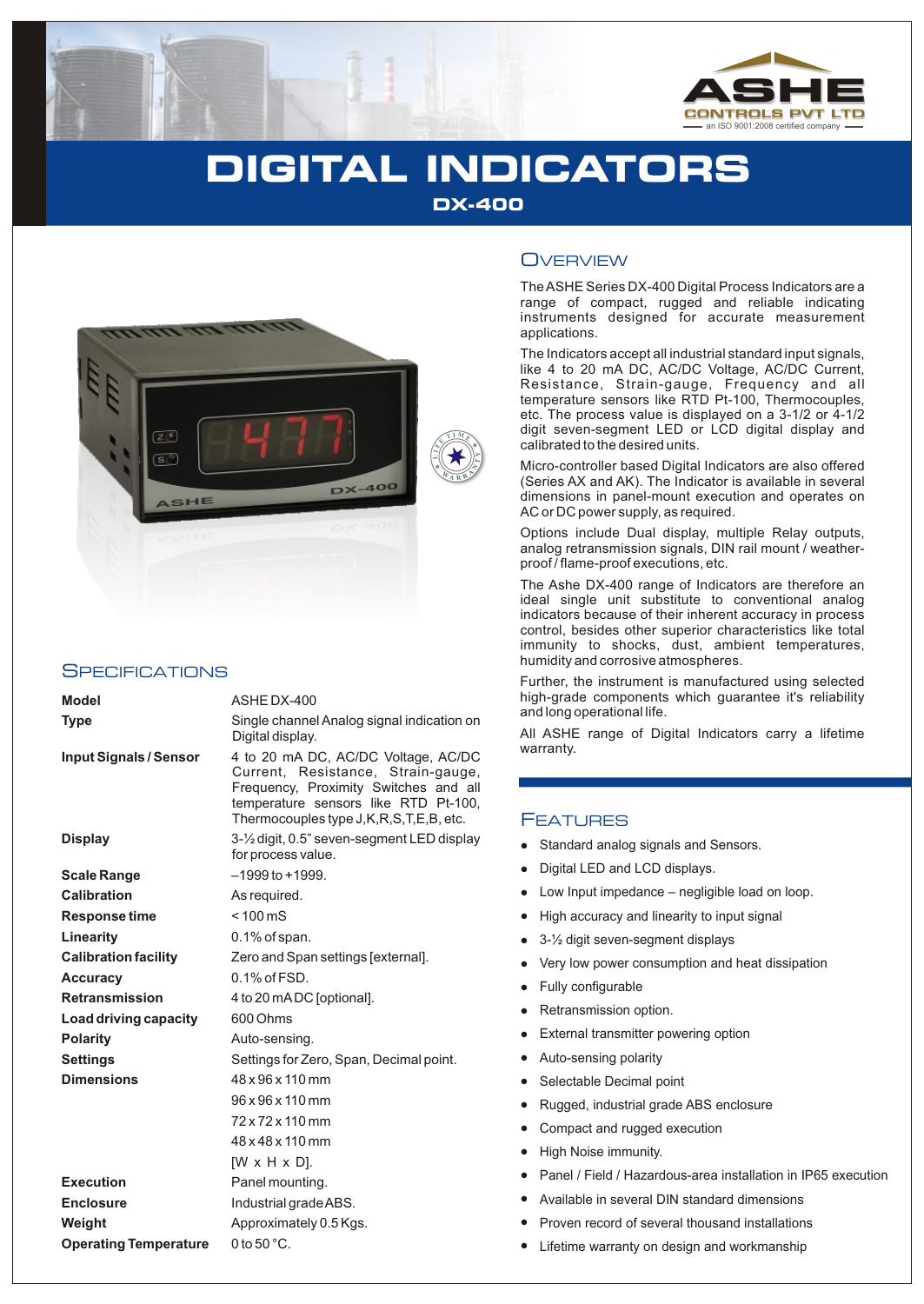ASHE CONTROLS PVT LTD
an ISO 9001:2008 certified company

# DIGITAL INDICATORS

## DX-400

## Overview

The ASHE Series DX-400 Digital Process Indicators are a range of compact, rugged and reliable indicating instruments designed for accurate measurement applications.

The Indicators accept all industrial standard input signals, like 4 to 20 mA DC, AC/DC Voltage, AC/DC Current, Resistance, Strain-gauge, Frequency and all temperature sensors like RTD Pt-100, Thermocouples, etc. The process value is displayed on a 3-1/2 or 4-1/2 digit seven-segment LED or LCD digital display and calibrated to the desired units.

Micro-controller based Digital Indicators are also offered (Series AX and AK). The Indicator is available in several dimensions in panel-mount execution and operates on AC or DC power supply, as required.

Options include Dual display, multiple Relay outputs, analog retransmission signals, DIN rail mount / weather-proof / flame-proof executions, etc.

The Ashe DX-400 range of Indicators are therefore an ideal single unit substitute to conventional analog indicators because of their inherent accuracy in process control, besides other superior characteristics like total immunity to shocks, dust, ambient temperatures, humidity and corrosive atmospheres.

Further, the instrument is manufactured using selected high-grade components which guarantee it's reliability and long operational life.

All ASHE range of Digital Indicators carry a lifetime warranty.

## Specifications

| | |
|---|---|
| **Model** | ASHE DX-400 |
| **Type** | Single channel Analog signal indication on Digital display. |
| **Input Signals / Sensor** | 4 to 20 mA DC, AC/DC Voltage, AC/DC Current, Resistance, Strain-gauge, Frequency, Proximity Switches and all temperature sensors like RTD Pt-100, Thermocouples type J,K,R,S,T,E,B, etc. |
| **Display** | 3-½ digit, 0.5" seven-segment LED display for process value. |
| **Scale Range** | –1999 to +1999. |
| **Calibration** | As required. |
| **Response time** | < 100 mS |
| **Linearity** | 0.1% of span. |
| **Calibration facility** | Zero and Span settings [external]. |
| **Accuracy** | 0.1% of FSD. |
| **Retransmission** | 4 to 20 mA DC [optional]. |
| **Load driving capacity** | 600 Ohms |
| **Polarity** | Auto-sensing. |
| **Settings** | Settings for Zero, Span, Decimal point. |
| **Dimensions** | 48 x 96 x 110 mm<br>96 x 96 x 110 mm<br>72 x 72 x 110 mm<br>48 x 48 x 110 mm<br>[W x H x D]. |
| **Execution** | Panel mounting. |
| **Enclosure** | Industrial grade ABS. |
| **Weight** | Approximately 0.5 Kgs. |
| **Operating Temperature** | 0 to 50 °C. |

## Features

- Standard analog signals and Sensors.
- Digital LED and LCD displays.
- Low Input impedance – negligible load on loop.
- High accuracy and linearity to input signal
- 3-½ digit seven-segment displays
- Very low power consumption and heat dissipation
- Fully configurable
- Retransmission option.
- External transmitter powering option
- Auto-sensing polarity
- Selectable Decimal point
- Rugged, industrial grade ABS enclosure
- Compact and rugged execution
- High Noise immunity.
- Panel / Field / Hazardous-area installation in IP65 execution
- Available in several DIN standard dimensions
- Proven record of several thousand installations
- Lifetime warranty on design and workmanship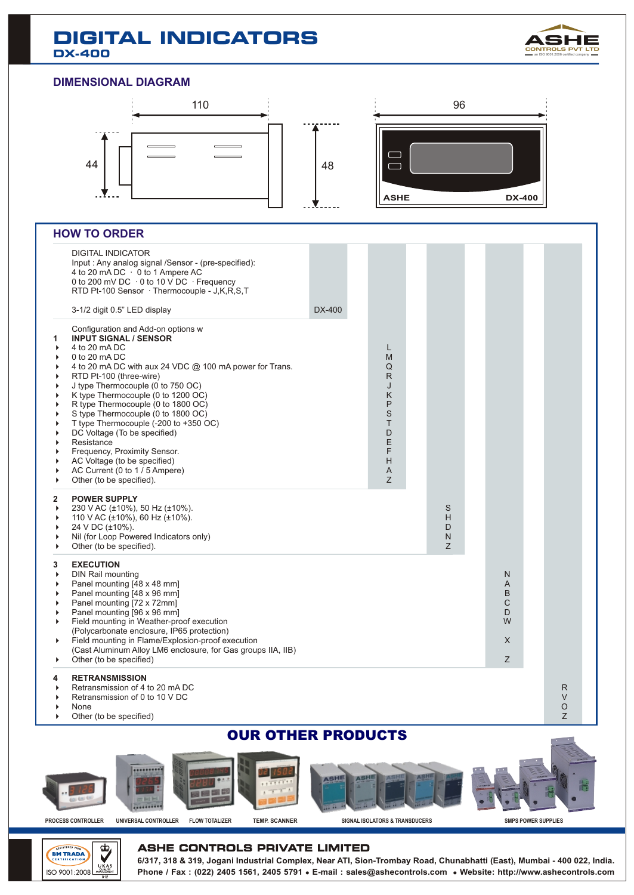# DIGITAL INDICATORS
## DX-400

ASHE CONTROLS PVT LTD

### DIMENSIONAL DIAGRAM

110

44

48

96

ASHE DX-400

### HOW TO ORDER

DIGITAL INDICATOR
Input : Any analog signal /Sensor - (pre-specified):
4 to 20 mA DC · 0 to 1 Ampere AC
0 to 200 mV DC · 0 to 10 V DC · Frequency
RTD Pt-100 Sensor · Thermocouple - J,K,R,S,T

3-1/2 digit 0.5" LED display — DX-400

Configuration and Add-on options w

| | Option | Code |
|---|---|---|
| **1** | **INPUT SIGNAL / SENSOR** | |
| ‣ | 4 to 20 mA DC | L |
| ‣ | 0 to 20 mA DC | M |
| ‣ | 4 to 20 mA DC with aux 24 VDC @ 100 mA power for Trans. | Q |
| ‣ | RTD Pt-100 (three-wire) | R |
| ‣ | J type Thermocouple (0 to 750 OC) | J |
| ‣ | K type Thermocouple (0 to 1200 OC) | K |
| ‣ | R type Thermocouple (0 to 1800 OC) | P |
| ‣ | S type Thermocouple (0 to 1800 OC) | S |
| ‣ | T type Thermocouple (-200 to +350 OC) | T |
| ‣ | DC Voltage (To be specified) | D |
| ‣ | Resistance | E |
| ‣ | Frequency, Proximity Sensor. | F |
| ‣ | AC Voltage (to be specified) | H |
| ‣ | AC Current (0 to 1 / 5 Ampere) | A |
| ‣ | Other (to be specified). | Z |
| **2** | **POWER SUPPLY** | |
| ‣ | 230 V AC (±10%), 50 Hz (±10%). | S |
| ‣ | 110 V AC (±10%), 60 Hz (±10%). | H |
| ‣ | 24 V DC (±10%). | D |
| ‣ | Nil (for Loop Powered Indicators only) | N |
| ‣ | Other (to be specified). | Z |
| **3** | **EXECUTION** | |
| ‣ | DIN Rail mounting | N |
| ‣ | Panel mounting [48 x 48 mm] | A |
| ‣ | Panel mounting [48 x 96 mm] | B |
| ‣ | Panel mounting [72 x 72mm] | C |
| ‣ | Panel mounting [96 x 96 mm] | D |
| ‣ | Field mounting in Weather-proof execution (Polycarbonate enclosure, IP65 protection) | W |
| ‣ | Field mounting in Flame/Explosion-proof execution (Cast Aluminum Alloy LM6 enclosure, for Gas groups IIA, IIB) | X |
| ‣ | Other (to be specified) | Z |
| **4** | **RETRANSMISSION** | |
| ‣ | Retransmission of 4 to 20 mA DC | R |
| ‣ | Retransmission of 0 to 10 V DC | V |
| ‣ | None | O |
| ‣ | Other (to be specified) | Z |

## OUR OTHER PRODUCTS

PROCESS CONTROLLER · UNIVERSAL CONTROLLER · FLOW TOTALIZER · TEMP. SCANNER · SIGNAL ISOLATORS & TRANSDUCERS · SMPS POWER SUPPLIES

BM TRADA CERTIFICATION · ISO 9001:2008 · UKAS

**ASHE CONTROLS PRIVATE LIMITED**

6/317, 318 & 319, Jogani Industrial Complex, Near ATI, Sion-Trombay Road, Chunabhatti (East), Mumbai - 400 022, India.

Phone / Fax : (022) 2405 1561, 2405 5791 • E-mail : sales@ashecontrols.com • Website: http://www.ashecontrols.com